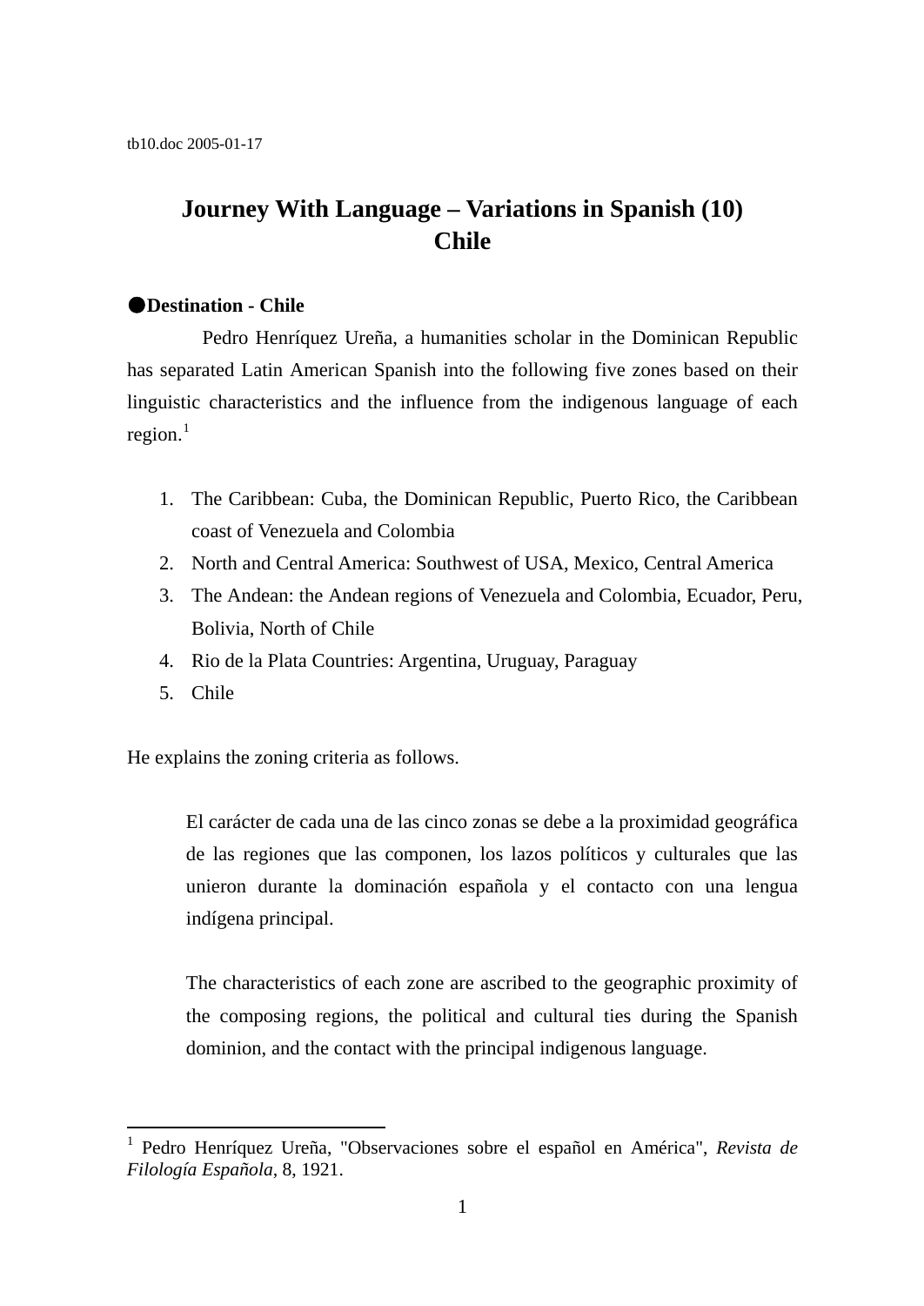tb10.doc 2005-01-17

# Journey With Language – Variations in Spanish (10)
# Chile

## ●Destination - Chile

Pedro Henríquez Ureña, a humanities scholar in the Dominican Republic has separated Latin American Spanish into the following five zones based on their linguistic characteristics and the influence from the indigenous language of each region.[1]

1. The Caribbean: Cuba, the Dominican Republic, Puerto Rico, the Caribbean coast of Venezuela and Colombia
2. North and Central America: Southwest of USA, Mexico, Central America
3. The Andean: the Andean regions of Venezuela and Colombia, Ecuador, Peru, Bolivia, North of Chile
4. Rio de la Plata Countries: Argentina, Uruguay, Paraguay
5. Chile

He explains the zoning criteria as follows.

> El carácter de cada una de las cinco zonas se debe a la proximidad geográfica de las regiones que las componen, los lazos políticos y culturales que las unieron durante la dominación española y el contacto con una lengua indígena principal.
>
> The characteristics of each zone are ascribed to the geographic proximity of the composing regions, the political and cultural ties during the Spanish dominion, and the contact with the principal indigenous language.

---

[1] Pedro Henríquez Ureña, "Observaciones sobre el español en América", *Revista de Filología Española*, 8, 1921.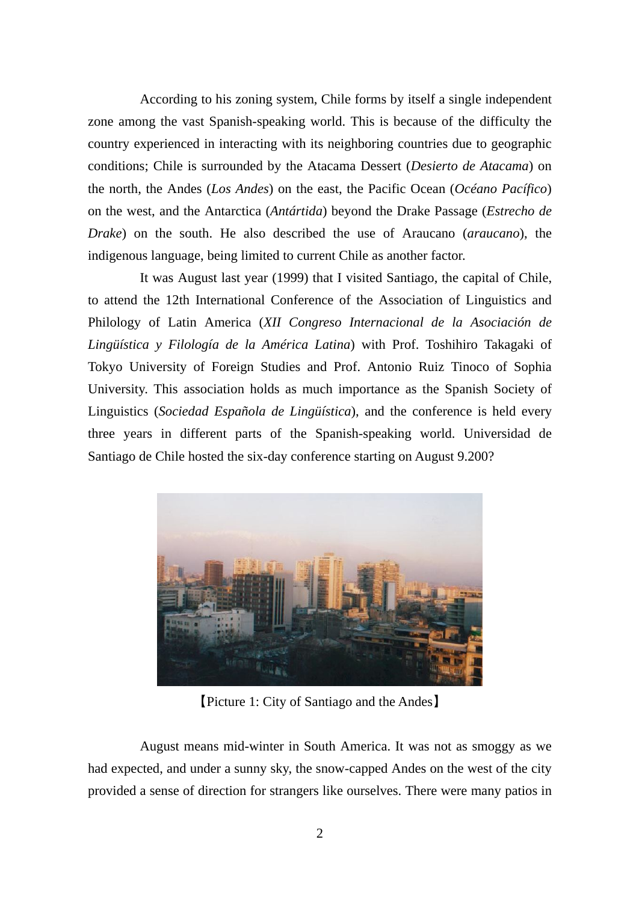According to his zoning system, Chile forms by itself a single independent zone among the vast Spanish-speaking world. This is because of the difficulty the country experienced in interacting with its neighboring countries due to geographic conditions; Chile is surrounded by the Atacama Dessert (*Desierto de Atacama*) on the north, the Andes (*Los Andes*) on the east, the Pacific Ocean (*Océano Pacífico*) on the west, and the Antarctica (*Antártida*) beyond the Drake Passage (*Estrecho de Drake*) on the south. He also described the use of Araucano (*araucano*), the indigenous language, being limited to current Chile as another factor.

It was August last year (1999) that I visited Santiago, the capital of Chile, to attend the 12th International Conference of the Association of Linguistics and Philology of Latin America (*XII Congreso Internacional de la Asociación de Lingüística y Filología de la América Latina*) with Prof. Toshihiro Takagaki of Tokyo University of Foreign Studies and Prof. Antonio Ruiz Tinoco of Sophia University. This association holds as much importance as the Spanish Society of Linguistics (*Sociedad Española de Lingüística*), and the conference is held every three years in different parts of the Spanish-speaking world. Universidad de Santiago de Chile hosted the six-day conference starting on August 9.200?

【Picture 1: City of Santiago and the Andes】

August means mid-winter in South America. It was not as smoggy as we had expected, and under a sunny sky, the snow-capped Andes on the west of the city provided a sense of direction for strangers like ourselves. There were many patios in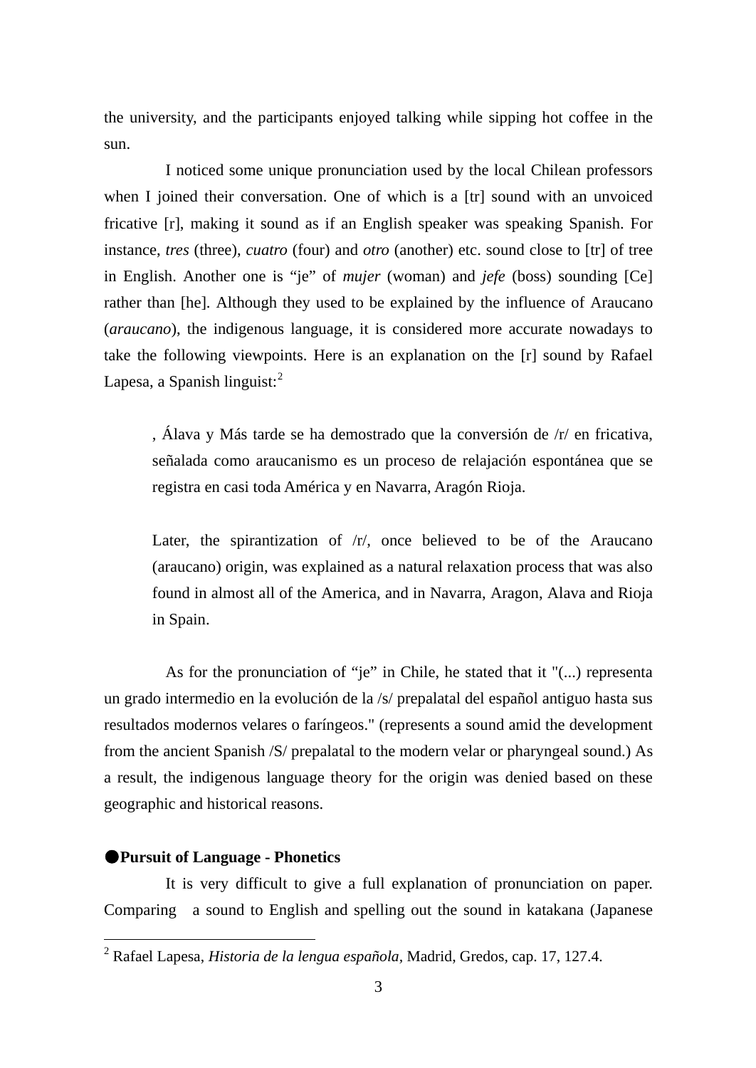the university, and the participants enjoyed talking while sipping hot coffee in the sun.

I noticed some unique pronunciation used by the local Chilean professors when I joined their conversation. One of which is a [tr] sound with an unvoiced fricative [r], making it sound as if an English speaker was speaking Spanish. For instance, *tres* (three), *cuatro* (four) and *otro* (another) etc. sound close to [tr] of tree in English. Another one is "je" of *mujer* (woman) and *jefe* (boss) sounding [Ce] rather than [he]. Although they used to be explained by the influence of Araucano (*araucano*), the indigenous language, it is considered more accurate nowadays to take the following viewpoints. Here is an explanation on the [r] sound by Rafael Lapesa, a Spanish linguist:[2]

> , Álava y Más tarde se ha demostrado que la conversión de /r/ en fricativa, señalada como araucanismo es un proceso de relajación espontánea que se registra en casi toda América y en Navarra, Aragón Rioja.
>
> Later, the spirantization of /r/, once believed to be of the Araucano (araucano) origin, was explained as a natural relaxation process that was also found in almost all of the America, and in Navarra, Aragon, Alava and Rioja in Spain.

As for the pronunciation of "je" in Chile, he stated that it "(...) representa un grado intermedio en la evolución de la /s/ prepalatal del español antiguo hasta sus resultados modernos velares o faríngeos." (represents a sound amid the development from the ancient Spanish /S/ prepalatal to the modern velar or pharyngeal sound.) As a result, the indigenous language theory for the origin was denied based on these geographic and historical reasons.

**●Pursuit of Language - Phonetics**

It is very difficult to give a full explanation of pronunciation on paper. Comparing a sound to English and spelling out the sound in katakana (Japanese

---

[2] Rafael Lapesa, *Historia de la lengua española*, Madrid, Gredos, cap. 17, 127.4.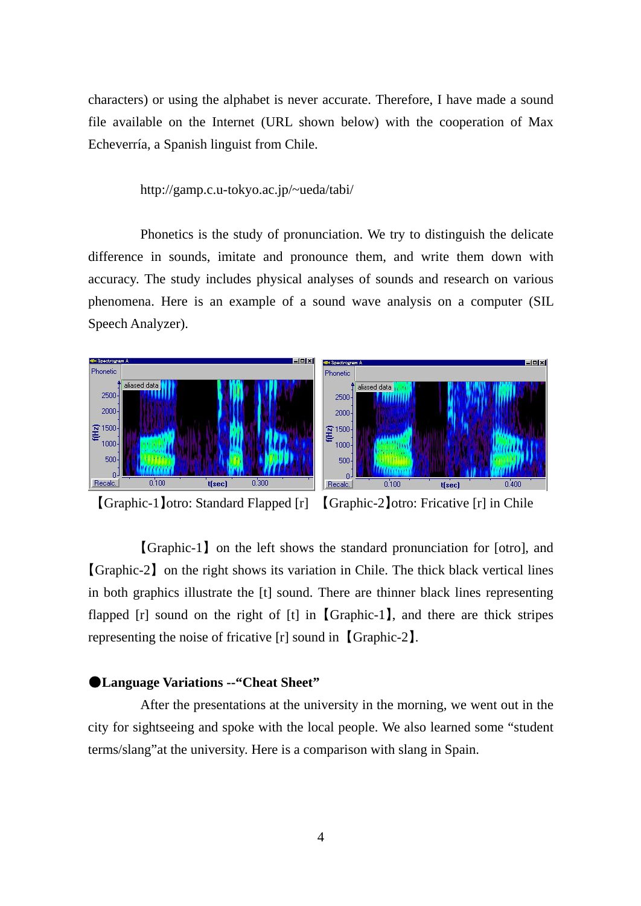characters) or using the alphabet is never accurate. Therefore, I have made a sound file available on the Internet (URL shown below) with the cooperation of Max Echeverría, a Spanish linguist from Chile.

http://gamp.c.u-tokyo.ac.jp/~ueda/tabi/

Phonetics is the study of pronunciation. We try to distinguish the delicate difference in sounds, imitate and pronounce them, and write them down with accuracy. The study includes physical analyses of sounds and research on various phenomena. Here is an example of a sound wave analysis on a computer (SIL Speech Analyzer).

【Graphic-1】otro: Standard Flapped [r]　【Graphic-2】otro: Fricative [r] in Chile

【Graphic-1】 on the left shows the standard pronunciation for [otro], and 【Graphic-2】 on the right shows its variation in Chile. The thick black vertical lines in both graphics illustrate the [t] sound. There are thinner black lines representing flapped [r] sound on the right of [t] in 【Graphic-1】, and there are thick stripes representing the noise of fricative [r] sound in 【Graphic-2】.

**●Language Variations --"Cheat Sheet"**

After the presentations at the university in the morning, we went out in the city for sightseeing and spoke with the local people. We also learned some "student terms/slang"at the university. Here is a comparison with slang in Spain.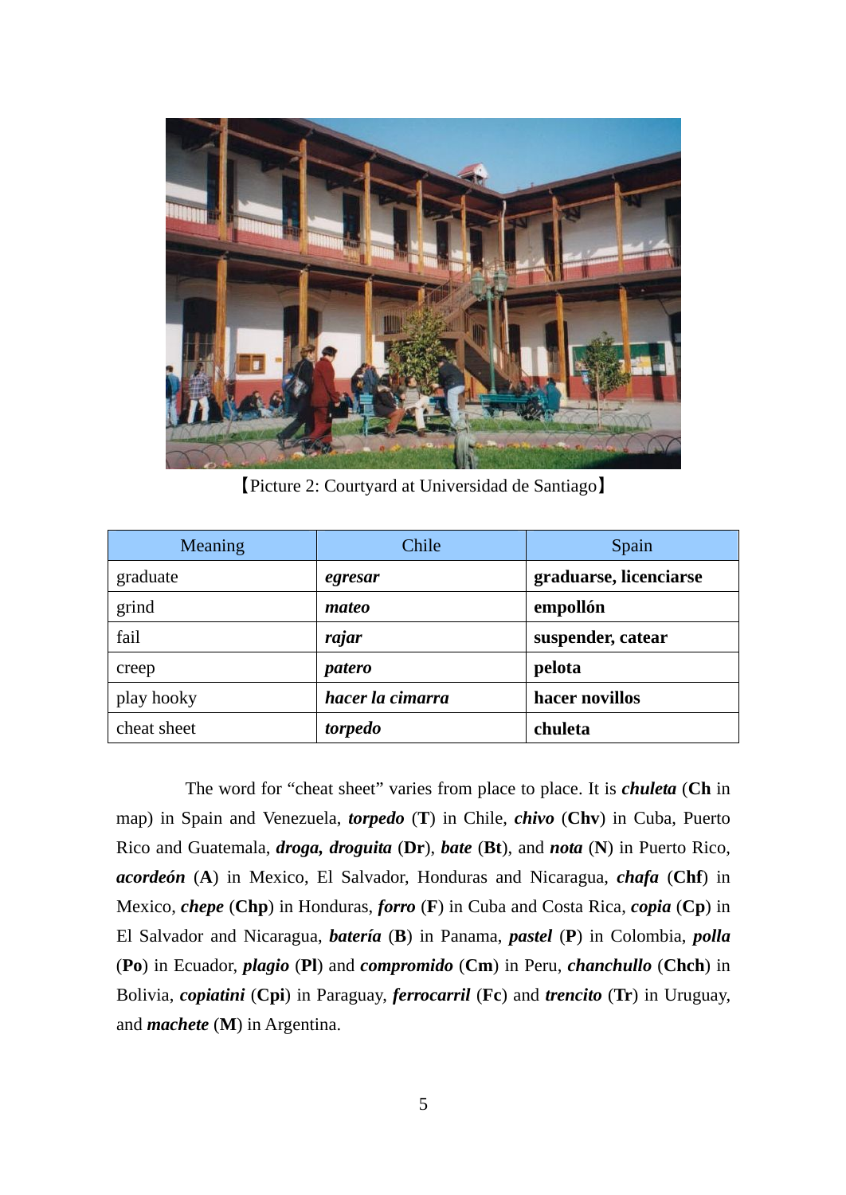【Picture 2: Courtyard at Universidad de Santiago】

| Meaning | Chile | Spain |
| --- | --- | --- |
| graduate | ***egresar*** | **graduarse, licenciarse** |
| grind | ***mateo*** | **empollón** |
| fail | ***rajar*** | **suspender, catear** |
| creep | ***patero*** | **pelota** |
| play hooky | ***hacer la cimarra*** | **hacer novillos** |
| cheat sheet | ***torpedo*** | **chuleta** |

The word for "cheat sheet" varies from place to place. It is ***chuleta*** (**Ch** in map) in Spain and Venezuela, ***torpedo*** (**T**) in Chile, ***chivo*** (**Chv**) in Cuba, Puerto Rico and Guatemala, ***droga, droguita*** (**Dr**), ***bate*** (**Bt**), and ***nota*** (**N**) in Puerto Rico, ***acordeón*** (**A**) in Mexico, El Salvador, Honduras and Nicaragua, ***chafa*** (**Chf**) in Mexico, ***chepe*** (**Chp**) in Honduras, ***forro*** (**F**) in Cuba and Costa Rica, ***copia*** (**Cp**) in El Salvador and Nicaragua, ***batería*** (**B**) in Panama, ***pastel*** (**P**) in Colombia, ***polla*** (**Po**) in Ecuador, ***plagio*** (**Pl**) and ***compromido*** (**Cm**) in Peru, ***chanchullo*** (**Chch**) in Bolivia, ***copiatini*** (**Cpi**) in Paraguay, ***ferrocarril*** (**Fc**) and ***trencito*** (**Tr**) in Uruguay, and ***machete*** (**M**) in Argentina.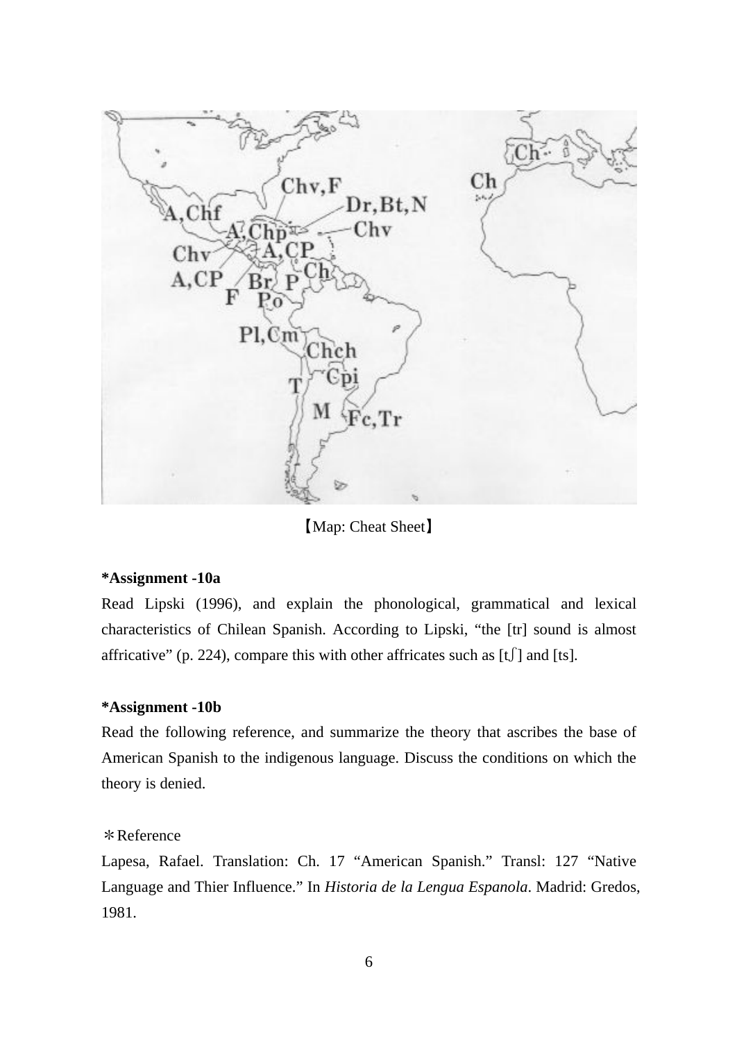【Map: Cheat Sheet】

**\*Assignment -10a**

Read Lipski (1996), and explain the phonological, grammatical and lexical characteristics of Chilean Spanish. According to Lipski, “the [tr] sound is almost affricative” (p. 224), compare this with other affricates such as [tʃ] and [ts].

**\*Assignment -10b**

Read the following reference, and summarize the theory that ascribes the base of American Spanish to the indigenous language. Discuss the conditions on which the theory is denied.

＊Reference

Lapesa, Rafael. Translation: Ch. 17 “American Spanish.” Transl: 127 “Native Language and Thier Influence.” In *Historia de la Lengua Espanola*. Madrid: Gredos, 1981.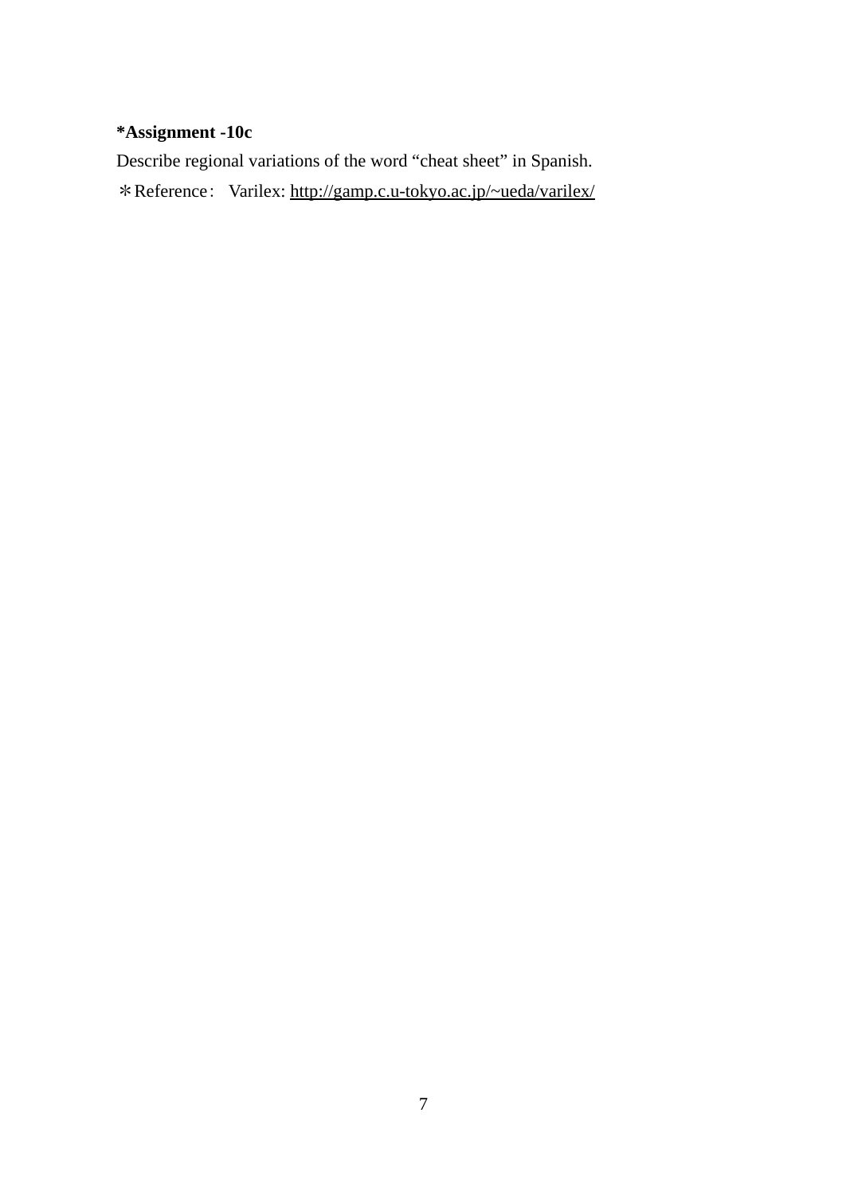**\*Assignment -10c**

Describe regional variations of the word “cheat sheet” in Spanish.

＊Reference： Varilex: http://gamp.c.u-tokyo.ac.jp/~ueda/varilex/